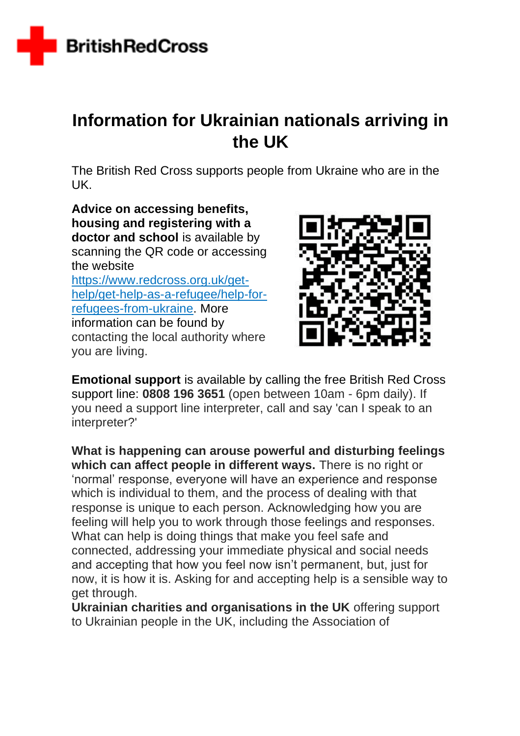BritishRedCross

# Information for Ukrainian nationals arriving in the UK

The British Red Cross supports people from Ukraine who are in the UK.

**Advice on accessing benefits, housing and registering with a doctor and school** is available by scanning the QR code or accessing the website https://www.redcross.org.uk/get-help/get-help-as-a-refugee/help-for-refugees-from-ukraine. More information can be found by contacting the local authority where you are living.

**Emotional support** is available by calling the free British Red Cross support line: **0808 196 3651** (open between 10am - 6pm daily). If you need a support line interpreter, call and say 'can I speak to an interpreter?'

**What is happening can arouse powerful and disturbing feelings which can affect people in different ways.** There is no right or 'normal' response, everyone will have an experience and response which is individual to them, and the process of dealing with that response is unique to each person. Acknowledging how you are feeling will help you to work through those feelings and responses. What can help is doing things that make you feel safe and connected, addressing your immediate physical and social needs and accepting that how you feel now isn't permanent, but, just for now, it is how it is. Asking for and accepting help is a sensible way to get through.

**Ukrainian charities and organisations in the UK** offering support to Ukrainian people in the UK, including the Association of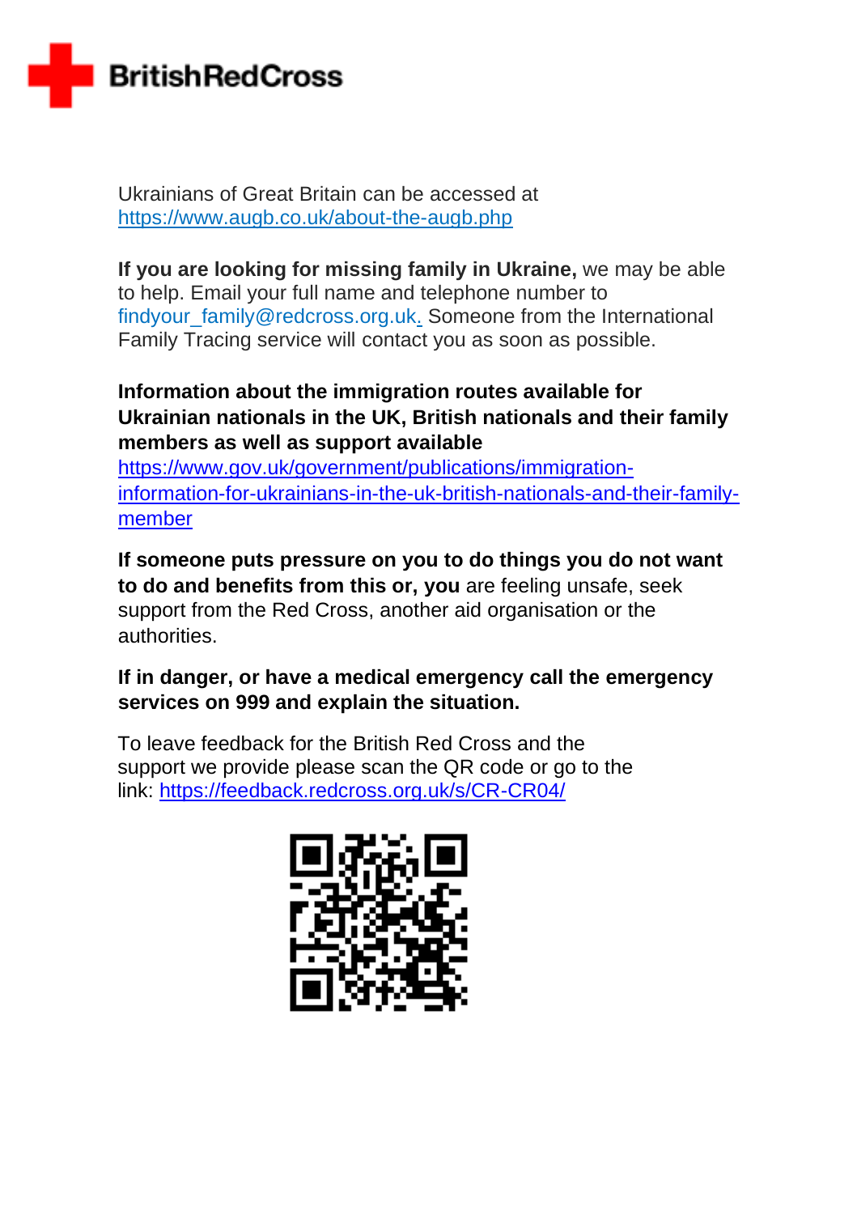Ukrainians of Great Britain can be accessed at https://www.augb.co.uk/about-the-augb.php

**If you are looking for missing family in Ukraine,** we may be able to help. Email your full name and telephone number to findyour_family@redcross.org.uk. Someone from the International Family Tracing service will contact you as soon as possible.

**Information about the immigration routes available for Ukrainian nationals in the UK, British nationals and their family members as well as support available**
https://www.gov.uk/government/publications/immigration-information-for-ukrainians-in-the-uk-british-nationals-and-their-family-member

**If someone puts pressure on you to do things you do not want to do and benefits from this or, you** are feeling unsafe, seek support from the Red Cross, another aid organisation or the authorities.

**If in danger, or have a medical emergency call the emergency services on 999 and explain the situation.**

To leave feedback for the British Red Cross and the support we provide please scan the QR code or go to the link: https://feedback.redcross.org.uk/s/CR-CR04/